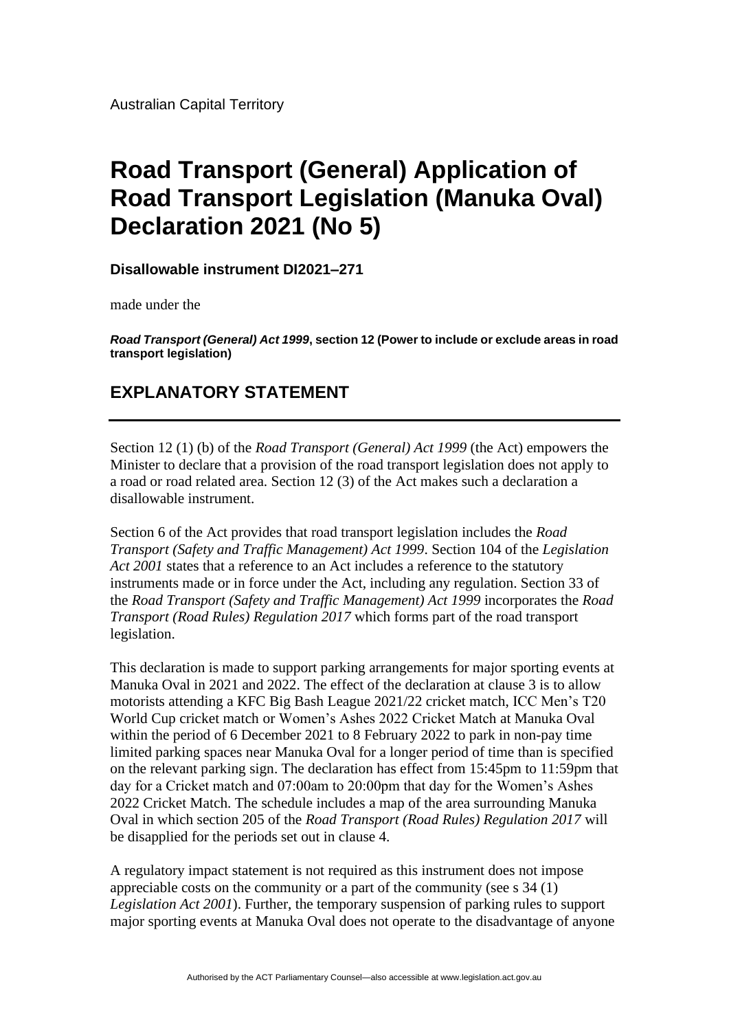Australian Capital Territory

# Road Transport (General) Application of Road Transport Legislation (Manuka Oval) Declaration 2021 (No 5)

**Disallowable instrument DI2021–271**

made under the

***Road Transport (General) Act 1999*, section 12 (Power to include or exclude areas in road transport legislation)**

## EXPLANATORY STATEMENT

Section 12 (1) (b) of the *Road Transport (General) Act 1999* (the Act) empowers the Minister to declare that a provision of the road transport legislation does not apply to a road or road related area. Section 12 (3) of the Act makes such a declaration a disallowable instrument.

Section 6 of the Act provides that road transport legislation includes the *Road Transport (Safety and Traffic Management) Act 1999*. Section 104 of the *Legislation Act 2001* states that a reference to an Act includes a reference to the statutory instruments made or in force under the Act, including any regulation. Section 33 of the *Road Transport (Safety and Traffic Management) Act 1999* incorporates the *Road Transport (Road Rules) Regulation 2017* which forms part of the road transport legislation.

This declaration is made to support parking arrangements for major sporting events at Manuka Oval in 2021 and 2022. The effect of the declaration at clause 3 is to allow motorists attending a KFC Big Bash League 2021/22 cricket match, ICC Men's T20 World Cup cricket match or Women's Ashes 2022 Cricket Match at Manuka Oval within the period of 6 December 2021 to 8 February 2022 to park in non-pay time limited parking spaces near Manuka Oval for a longer period of time than is specified on the relevant parking sign. The declaration has effect from 15:45pm to 11:59pm that day for a Cricket match and 07:00am to 20:00pm that day for the Women's Ashes 2022 Cricket Match. The schedule includes a map of the area surrounding Manuka Oval in which section 205 of the *Road Transport (Road Rules) Regulation 2017* will be disapplied for the periods set out in clause 4.

A regulatory impact statement is not required as this instrument does not impose appreciable costs on the community or a part of the community (see s 34 (1) *Legislation Act 2001*). Further, the temporary suspension of parking rules to support major sporting events at Manuka Oval does not operate to the disadvantage of anyone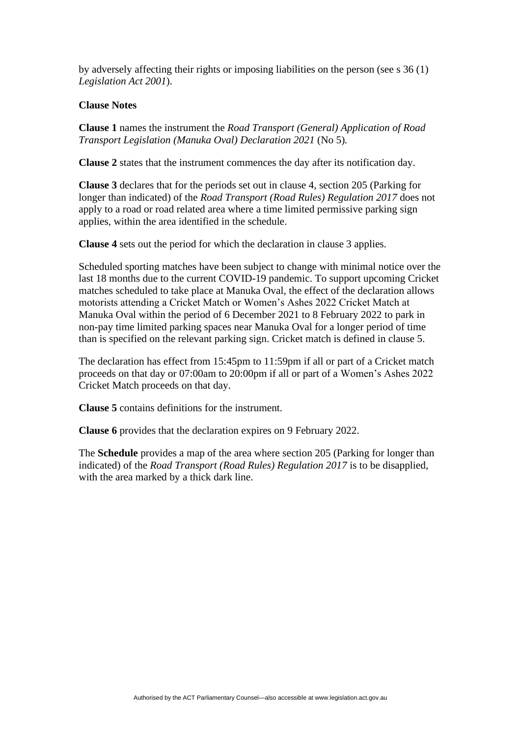by adversely affecting their rights or imposing liabilities on the person (see s 36 (1) *Legislation Act 2001*).

**Clause Notes**

**Clause 1** names the instrument the *Road Transport (General) Application of Road Transport Legislation (Manuka Oval) Declaration 2021* (No 5)*.*

**Clause 2** states that the instrument commences the day after its notification day.

**Clause 3** declares that for the periods set out in clause 4, section 205 (Parking for longer than indicated) of the *Road Transport (Road Rules) Regulation 2017* does not apply to a road or road related area where a time limited permissive parking sign applies, within the area identified in the schedule.

**Clause 4** sets out the period for which the declaration in clause 3 applies.

Scheduled sporting matches have been subject to change with minimal notice over the last 18 months due to the current COVID-19 pandemic. To support upcoming Cricket matches scheduled to take place at Manuka Oval, the effect of the declaration allows motorists attending a Cricket Match or Women's Ashes 2022 Cricket Match at Manuka Oval within the period of 6 December 2021 to 8 February 2022 to park in non-pay time limited parking spaces near Manuka Oval for a longer period of time than is specified on the relevant parking sign. Cricket match is defined in clause 5.

The declaration has effect from 15:45pm to 11:59pm if all or part of a Cricket match proceeds on that day or 07:00am to 20:00pm if all or part of a Women's Ashes 2022 Cricket Match proceeds on that day.

**Clause 5** contains definitions for the instrument.

**Clause 6** provides that the declaration expires on 9 February 2022.

The **Schedule** provides a map of the area where section 205 (Parking for longer than indicated) of the *Road Transport (Road Rules) Regulation 2017* is to be disapplied, with the area marked by a thick dark line.